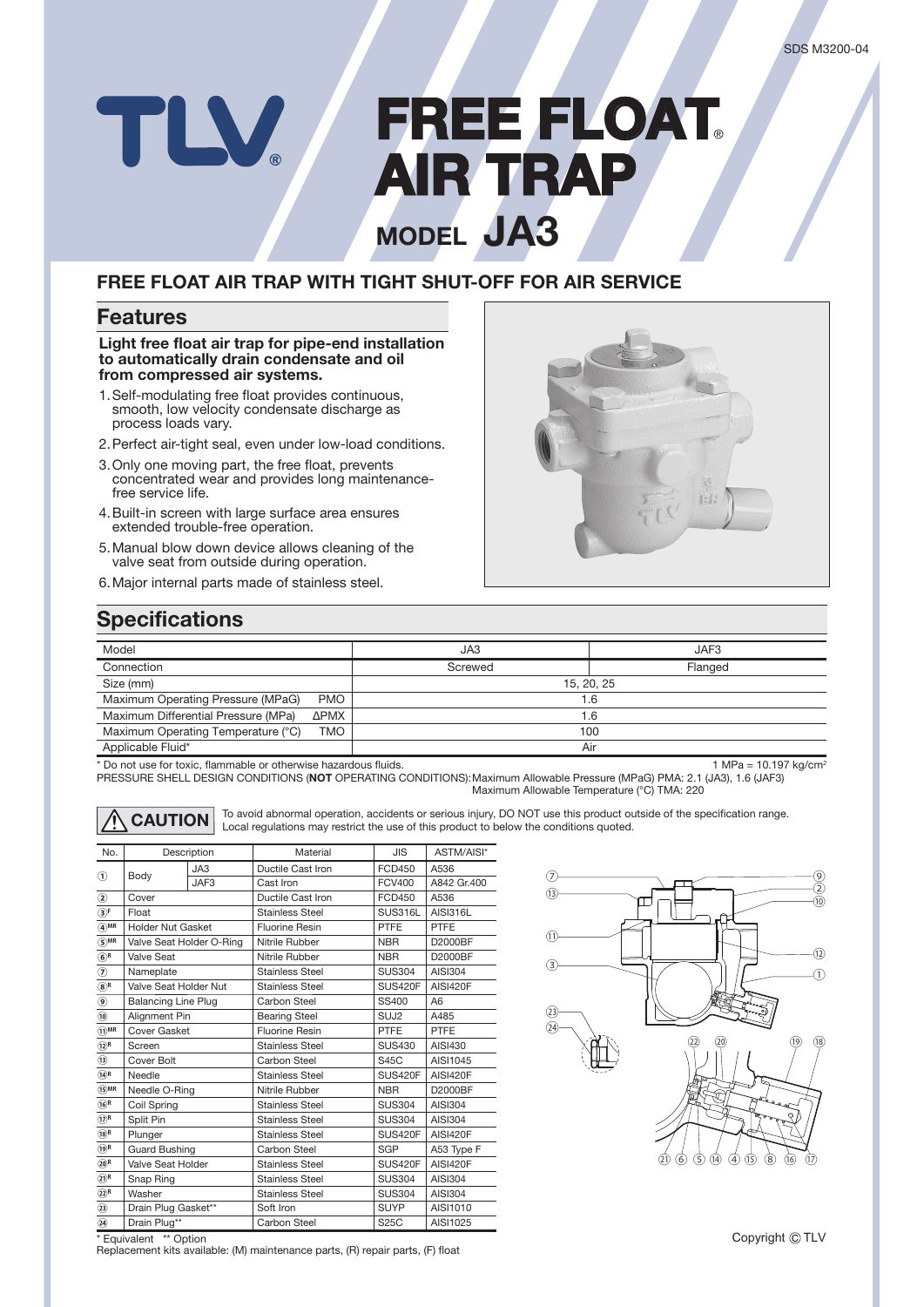SDS M3200-04

# FREE FLOAT® AIR TRAP

## MODEL JA3

### FREE FLOAT AIR TRAP WITH TIGHT SHUT-OFF FOR AIR SERVICE

## Features

**Light free float air trap for pipe-end installation to automatically drain condensate and oil from compressed air systems.**

1. Self-modulating free float provides continuous, smooth, low velocity condensate discharge as process loads vary.
2. Perfect air-tight seal, even under low-load conditions.
3. Only one moving part, the free float, prevents concentrated wear and provides long maintenance-free service life.
4. Built-in screen with large surface area ensures extended trouble-free operation.
5. Manual blow down device allows cleaning of the valve seat from outside during operation.
6. Major internal parts made of stainless steel.

## Specifications

| Model | | JA3 | JAF3 |
|---|---|---|---|
| Connection | | Screwed | Flanged |
| Size (mm) | | 15, 20, 25 | |
| Maximum Operating Pressure (MPaG) | PMO | 1.6 | |
| Maximum Differential Pressure (MPa) | ΔPMX | 1.6 | |
| Maximum Operating Temperature (°C) | TMO | 100 | |
| Applicable Fluid* | | Air | |

\* Do not use for toxic, flammable or otherwise hazardous fluids. 1 MPa = 10.197 kg/cm²

PRESSURE SHELL DESIGN CONDITIONS (**NOT** OPERATING CONDITIONS): Maximum Allowable Pressure (MPaG) PMA: 2.1 (JA3), 1.6 (JAF3)
Maximum Allowable Temperature (°C) TMA: 220

**⚠ CAUTION** To avoid abnormal operation, accidents or serious injury, DO NOT use this product outside of the specification range. Local regulations may restrict the use of this product to below the conditions quoted.

| No. | Description | | Material | JIS | ASTM/AISI* |
|---|---|---|---|---|---|
| ① | Body | JA3 | Ductile Cast Iron | FCD450 | A536 |
| | | JAF3 | Cast Iron | FCV400 | A842 Gr.400 |
| ② | Cover | | Ductile Cast Iron | FCD450 | A536 |
| ③F | Float | | Stainless Steel | SUS316L | AISI316L |
| ④MR | Holder Nut Gasket | | Fluorine Resin | PTFE | PTFE |
| ⑤MR | Valve Seat Holder O-Ring | | Nitrile Rubber | NBR | D2000BF |
| ⑥R | Valve Seat | | Nitrile Rubber | NBR | D2000BF |
| ⑦ | Nameplate | | Stainless Steel | SUS304 | AISI304 |
| ⑧R | Valve Seat Holder Nut | | Stainless Steel | SUS420F | AISI420F |
| ⑨ | Balancing Line Plug | | Carbon Steel | SS400 | A6 |
| ⑩ | Alignment Pin | | Bearing Steel | SUJ2 | A485 |
| ⑪MR | Cover Gasket | | Fluorine Resin | PTFE | PTFE |
| ⑫R | Screen | | Stainless Steel | SUS430 | AISI430 |
| ⑬ | Cover Bolt | | Carbon Steel | S45C | AISI1045 |
| ⑭R | Needle | | Stainless Steel | SUS420F | AISI420F |
| ⑮MR | Needle O-Ring | | Nitrile Rubber | NBR | D2000BF |
| ⑯R | Coil Spring | | Stainless Steel | SUS304 | AISI304 |
| ⑰R | Split Pin | | Stainless Steel | SUS304 | AISI304 |
| ⑱R | Plunger | | Stainless Steel | SUS420F | AISI420F |
| ⑲R | Guard Bushing | | Carbon Steel | SGP | A53 Type F |
| ⑳R | Valve Seat Holder | | Stainless Steel | SUS420F | AISI420F |
| ㉑R | Snap Ring | | Stainless Steel | SUS304 | AISI304 |
| ㉒R | Washer | | Stainless Steel | SUS304 | AISI304 |
| ㉓ | Drain Plug Gasket** | | Soft Iron | SUYP | AISI1010 |
| ㉔ | Drain Plug** | | Carbon Steel | S25C | AISI1025 |

\* Equivalent ** Option
Replacement kits available: (M) maintenance parts, (R) repair parts, (F) float

Copyright © TLV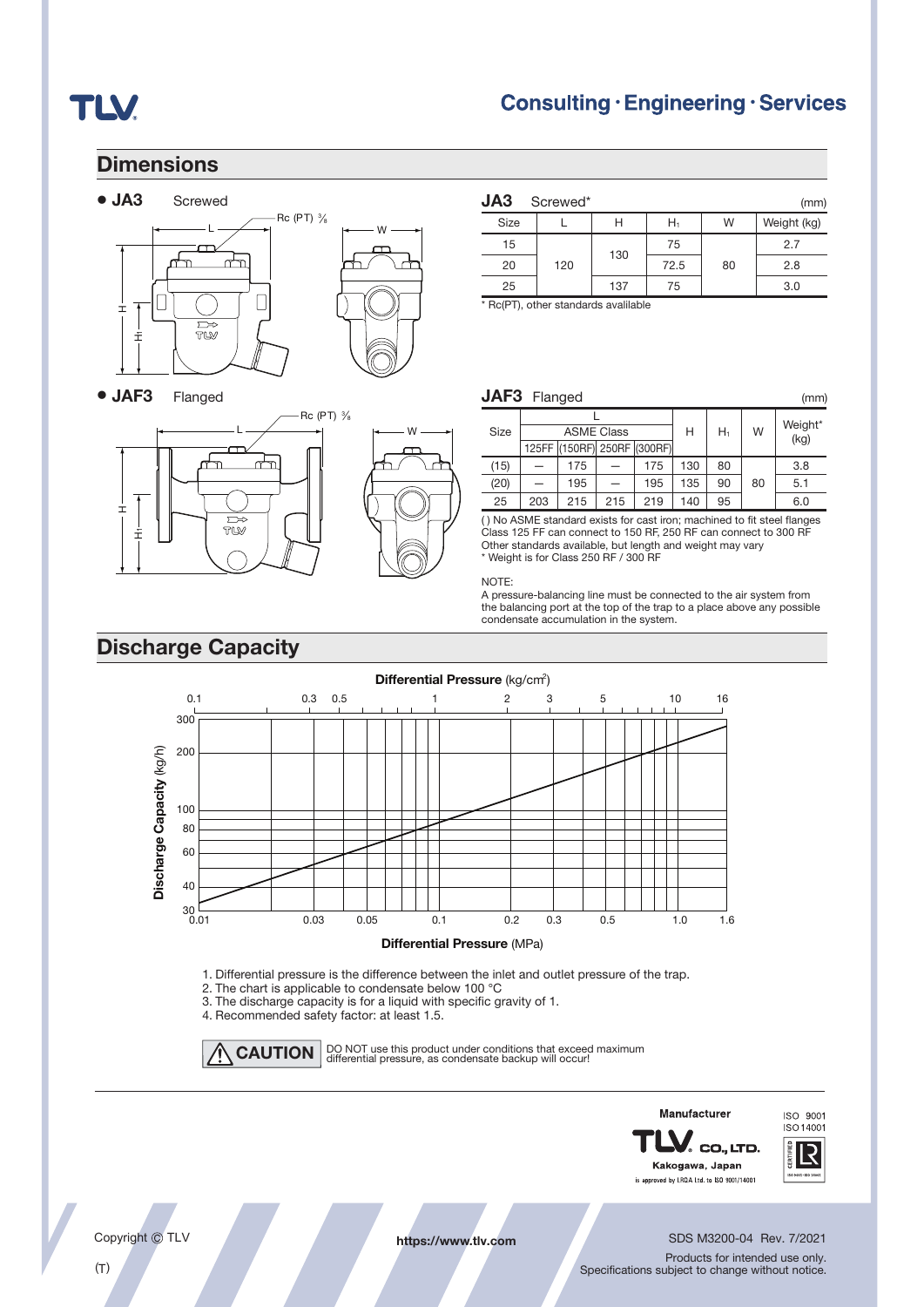## Dimensions

- **JA3** Screwed

Rc (PT) ⅜
L
W
H
$H_1$

**JA3** Screwed* (mm)

| Size | L | H | $H_1$ | W | Weight (kg) |
|---|---|---|---|---|---|
| 15 | 120 | 130 | 75 | 80 | 2.7 |
| 20 | | | 72.5 | | 2.8 |
| 25 | | 137 | 75 | | 3.0 |

* Rc(PT), other standards avalilable

- **JAF3** Flanged

Rc (PT) ⅜
L
W
H
$H_1$

**JAF3** Flanged (mm)

| Size | L | | | | H | $H_1$ | W | Weight* (kg) |
|---|---|---|---|---|---|---|---|---|
| | ASME Class | | | | | | | |
| | 125FF | (150RF) | 250RF | (300RF) | | | | |
| (15) | — | 175 | — | 175 | 130 | 80 | 80 | 3.8 |
| (20) | — | 195 | — | 195 | 135 | 90 | | 5.1 |
| 25 | 203 | 215 | 215 | 219 | 140 | 95 | | 6.0 |

( ) No ASME standard exists for cast iron; machined to fit steel flanges
Class 125 FF can connect to 150 RF, 250 RF can connect to 300 RF
Other standards available, but length and weight may vary
* Weight is for Class 250 RF / 300 RF

NOTE:
A pressure-balancing line must be connected to the air system from the balancing port at the top of the trap to a place above any possible condensate accumulation in the system.

## Discharge Capacity

**Differential Pressure** (kg/cm²)

0.1 0.3 0.5 1 2 3 5 10 16

Discharge Capacity (kg/h)

300 200 100 80 60 40 30

0.01 0.03 0.05 0.1 0.2 0.3 0.5 1.0 1.6

**Differential Pressure** (MPa)

1. Differential pressure is the difference between the inlet and outlet pressure of the trap.
2. The chart is applicable to condensate below 100 °C
3. The discharge capacity is for a liquid with specific gravity of 1.
4. Recommended safety factor: at least 1.5.

**CAUTION** DO NOT use this product under conditions that exceed maximum differential pressure, as condensate backup will occur!

Manufacturer
TLV. CO., LTD.
Kakogawa, Japan
is approved by LRQA Ltd. to ISO 9001/14001

ISO 9001
ISO 14001

Copyright © TLV

(T)

https://www.tlv.com

SDS M3200-04 Rev. 7/2021

Products for intended use only.
Specifications subject to change without notice.